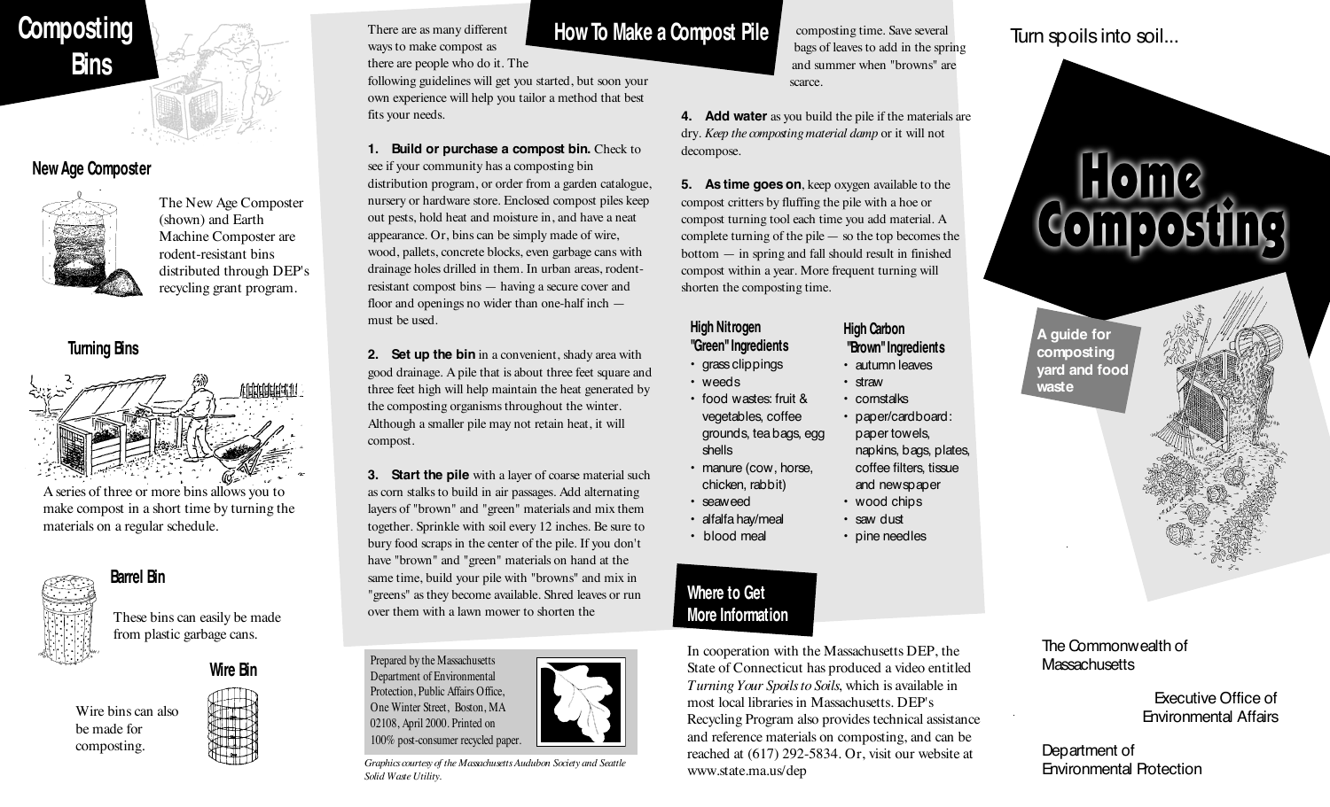# Composting Bins

### New Age Composter

The New Age Composter (shown) and Earth Machine Composter are rodent-resistant bins distributed through DEP's recycling grant program.

### Turning Bins

A series of three or more bins allows you to make compost in a short time by turning the materials on a regular schedule.

### Barrel Bin

These bins can easily be made from plastic garbage cans.

### Wire Bin

Wire bins can also be made for composting.

## How To Make a Compost Pile

There are as many different ways to make compost as there are people who do it. The following guidelines will get you started, but soon your own experience will help you tailor a method that best fits your needs.

1. **Build or purchase a compost bin.** Check to see if your community has a composting bin distribution program, or order from a garden catalogue, nursery or hardware store. Enclosed compost piles keep out pests, hold heat and moisture in, and have a neat appearance. Or, bins can be simply made of wire, wood, pallets, concrete blocks, even garbage cans with drainage holes drilled in them. In urban areas, rodent-resistant compost bins — having a secure cover and floor and openings no wider than one-half inch — must be used.

2. **Set up the bin** in a convenient, shady area with good drainage. A pile that is about three feet square and three feet high will help maintain the heat generated by the composting organisms throughout the winter. Although a smaller pile may not retain heat, it will compost.

3. **Start the pile** with a layer of coarse material such as corn stalks to build in air passages. Add alternating layers of "brown" and "green" materials and mix them together. Sprinkle with soil every 12 inches. Be sure to bury food scraps in the center of the pile. If you don't have "brown" and "green" materials on hand at the same time, build your pile with "browns" and mix in "greens" as they become available. Shred leaves or run over them with a lawn mower to shorten the composting time. Save several bags of leaves to add in the spring and summer when "browns" are scarce.

4. **Add water** as you build the pile if the materials are dry. *Keep the composting material damp* or it will not decompose.

5. **As time goes on**, keep oxygen available to the compost critters by fluffing the pile with a hoe or compost turning tool each time you add material. A complete turning of the pile — so the top becomes the bottom — in spring and fall should result in finished compost within a year. More frequent turning will shorten the composting time.

### High Nitrogen "Green" Ingredients

- grass clippings
- weeds
- food wastes: fruit & vegetables, coffee grounds, tea bags, egg shells
- manure (cow, horse, chicken, rabbit)
- seaweed
- alfalfa hay/meal
- blood meal

### High Carbon "Brown" Ingredients

- autumn leaves
- straw
- cornstalks
- paper/cardboard: paper towels, napkins, bags, plates, coffee filters, tissue and newspaper
- wood chips
- saw dust
- pine needles

Prepared by the Massachusetts Department of Environmental Protection, Public Affairs Office, One Winter Street, Boston, MA 02108, April 2000. Printed on 100% post-consumer recycled paper.

*Graphics courtesy of the Massachusetts Audubon Society and Seattle Solid Waste Utility.*

## Where to Get More Information

In cooperation with the Massachusetts DEP, the State of Connecticut has produced a video entitled *Turning Your Spoils to Soils*, which is available in most local libraries in Massachusetts. DEP's Recycling Program also provides technical assistance and reference materials on composting, and can be reached at (617) 292-5834. Or, visit our website at www.state.ma.us/dep

Turn spoils into soil...

# Home Composting

**A guide for composting yard and food waste**

The Commonwealth of Massachusetts

Executive Office of Environmental Affairs

Department of Environmental Protection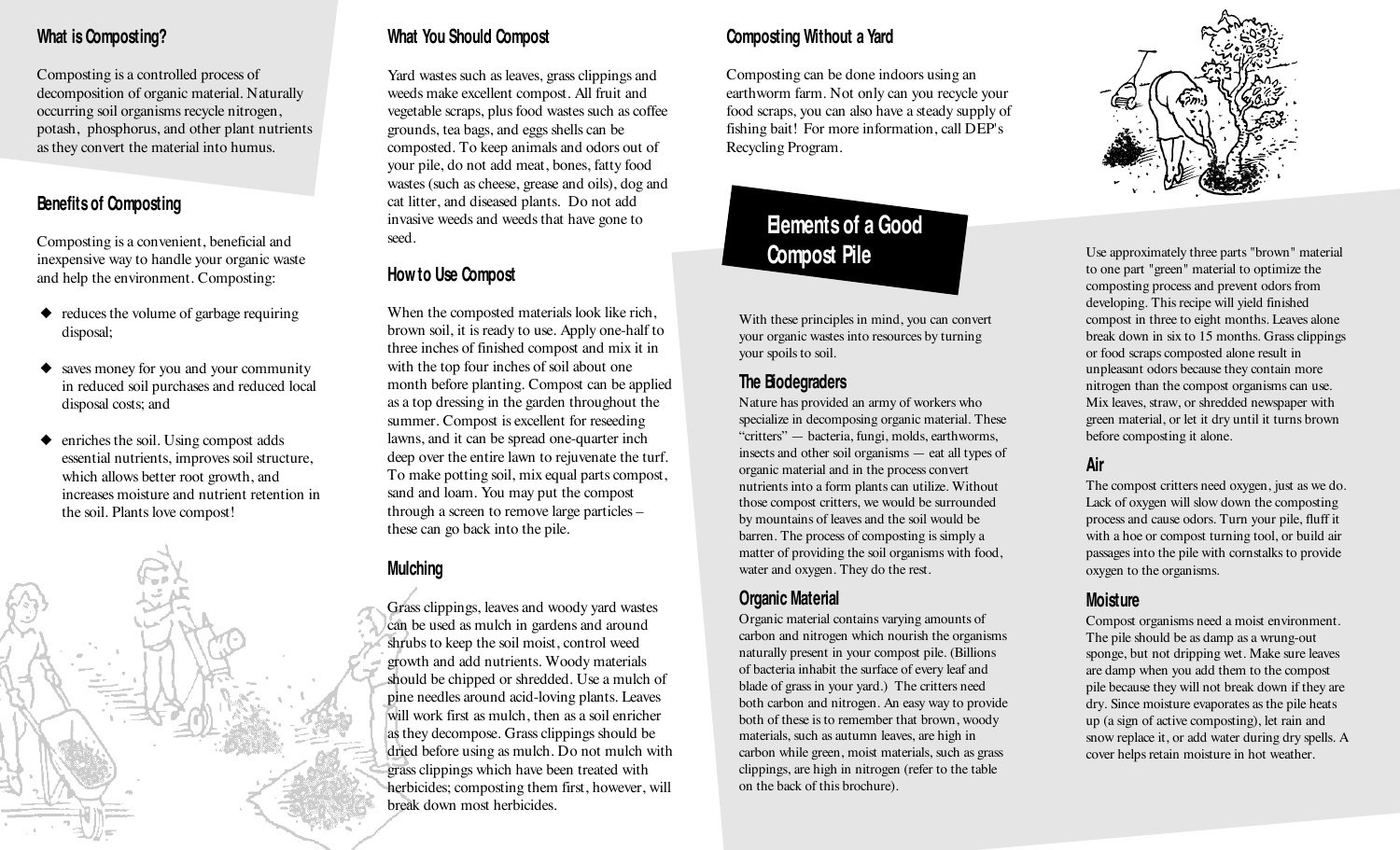## What is Composting?

Composting is a controlled process of decomposition of organic material. Naturally occurring soil organisms recycle nitrogen, potash, phosphorus, and other plant nutrients as they convert the material into humus.

## Benefits of Composting

Composting is a convenient, beneficial and inexpensive way to handle your organic waste and help the environment. Composting:

- reduces the volume of garbage requiring disposal;
- saves money for you and your community in reduced soil purchases and reduced local disposal costs; and
- enriches the soil. Using compost adds essential nutrients, improves soil structure, which allows better root growth, and increases moisture and nutrient retention in the soil. Plants love compost!

## What You Should Compost

Yard wastes such as leaves, grass clippings and weeds make excellent compost. All fruit and vegetable scraps, plus food wastes such as coffee grounds, tea bags, and eggs shells can be composted. To keep animals and odors out of your pile, do not add meat, bones, fatty food wastes (such as cheese, grease and oils), dog and cat litter, and diseased plants. Do not add invasive weeds and weeds that have gone to seed.

## How to Use Compost

When the composted materials look like rich, brown soil, it is ready to use. Apply one-half to three inches of finished compost and mix it in with the top four inches of soil about one month before planting. Compost can be applied as a top dressing in the garden throughout the summer. Compost is excellent for reseeding lawns, and it can be spread one-quarter inch deep over the entire lawn to rejuvenate the turf. To make potting soil, mix equal parts compost, sand and loam. You may put the compost through a screen to remove large particles – these can go back into the pile.

## Mulching

Grass clippings, leaves and woody yard wastes can be used as mulch in gardens and around shrubs to keep the soil moist, control weed growth and add nutrients. Woody materials should be chipped or shredded. Use a mulch of pine needles around acid-loving plants. Leaves will work first as mulch, then as a soil enricher as they decompose. Grass clippings should be dried before using as mulch. Do not mulch with grass clippings which have been treated with herbicides; composting them first, however, will break down most herbicides.

## Composting Without a Yard

Composting can be done indoors using an earthworm farm. Not only can you recycle your food scraps, you can also have a steady supply of fishing bait! For more information, call DEP's Recycling Program.

# Elements of a Good Compost Pile

With these principles in mind, you can convert your organic wastes into resources by turning your spoils to soil.

### The Biodegraders

Nature has provided an army of workers who specialize in decomposing organic material. These "critters" — bacteria, fungi, molds, earthworms, insects and other soil organisms — eat all types of organic material and in the process convert nutrients into a form plants can utilize. Without those compost critters, we would be surrounded by mountains of leaves and the soil would be barren. The process of composting is simply a matter of providing the soil organisms with food, water and oxygen. They do the rest.

### Organic Material

Organic material contains varying amounts of carbon and nitrogen which nourish the organisms naturally present in your compost pile. (Billions of bacteria inhabit the surface of every leaf and blade of grass in your yard.) The critters need both carbon and nitrogen. An easy way to provide both of these is to remember that brown, woody materials, such as autumn leaves, are high in carbon while green, moist materials, such as grass clippings, are high in nitrogen (refer to the table on the back of this brochure).

Use approximately three parts "brown" material to one part "green" material to optimize the composting process and prevent odors from developing. This recipe will yield finished compost in three to eight months. Leaves alone break down in six to 15 months. Grass clippings or food scraps composted alone result in unpleasant odors because they contain more nitrogen than the compost organisms can use. Mix leaves, straw, or shredded newspaper with green material, or let it dry until it turns brown before composting it alone.

### Air

The compost critters need oxygen, just as we do. Lack of oxygen will slow down the composting process and cause odors. Turn your pile, fluff it with a hoe or compost turning tool, or build air passages into the pile with cornstalks to provide oxygen to the organisms.

### Moisture

Compost organisms need a moist environment. The pile should be as damp as a wrung-out sponge, but not dripping wet. Make sure leaves are damp when you add them to the compost pile because they will not break down if they are dry. Since moisture evaporates as the pile heats up (a sign of active composting), let rain and snow replace it, or add water during dry spells. A cover helps retain moisture in hot weather.